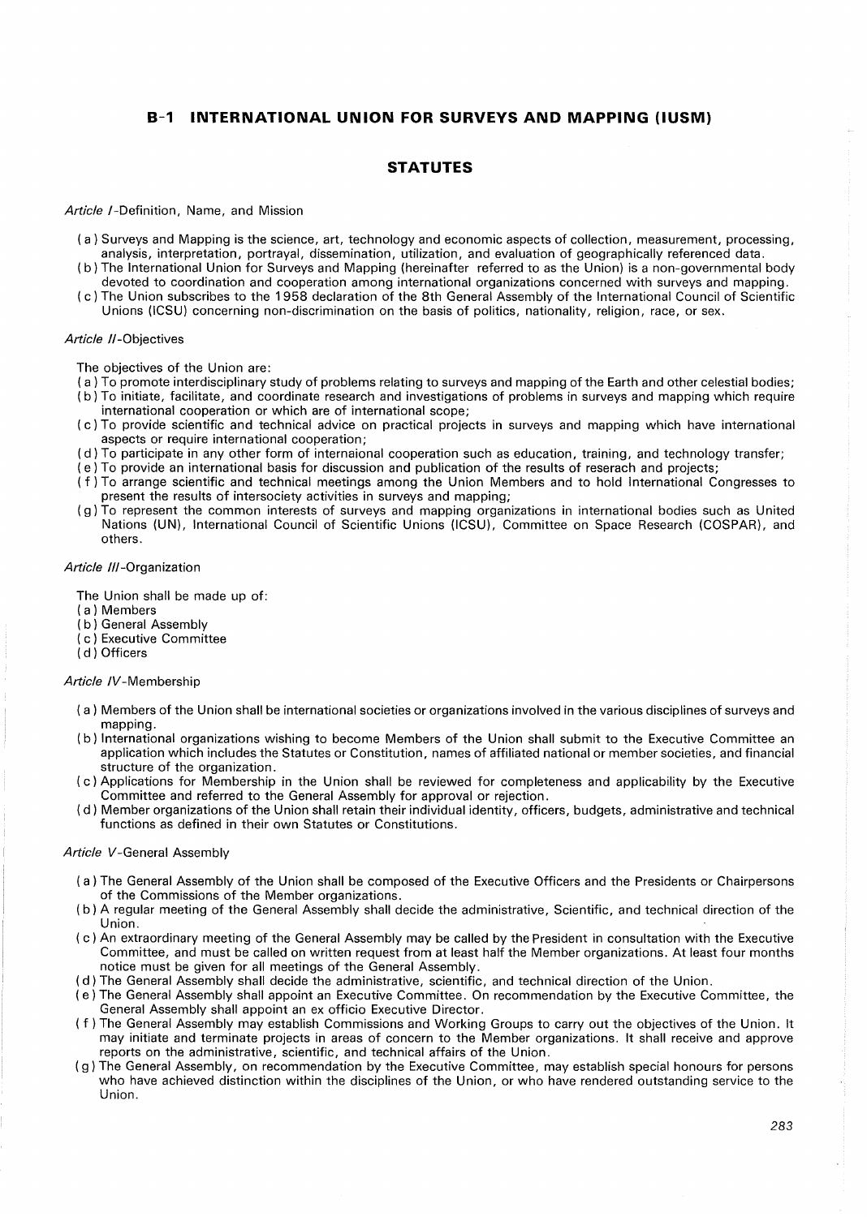# B-1 INTERNATIONAL UNION FOR SURVEYS AND MAPPING (IUSM)

## STATUTES

*Article I*-Definition, Name, and Mission

(a) Surveys and Mapping is the science, art, technology and economic aspects of collection, measurement, processing, analysis, interpretation, portrayal, dissemination, utilization, and evaluation of geographically referenced data.
(b) The International Union for Surveys and Mapping (hereinafter referred to as the Union) is a non-governmental body devoted to coordination and cooperation among international organizations concerned with surveys and mapping.
(c) The Union subscribes to the 1958 declaration of the 8th General Assembly of the International Council of Scientific Unions (ICSU) concerning non-discrimination on the basis of politics, nationality, religion, race, or sex.

*Article II*-Objectives

The objectives of the Union are:
(a) To promote interdisciplinary study of problems relating to surveys and mapping of the Earth and other celestial bodies;
(b) To initiate, facilitate, and coordinate research and investigations of problems in surveys and mapping which require international cooperation or which are of international scope;
(c) To provide scientific and technical advice on practical projects in surveys and mapping which have international aspects or require international cooperation;
(d) To participate in any other form of internaional cooperation such as education, training, and technology transfer;
(e) To provide an international basis for discussion and publication of the results of reserach and projects;
(f) To arrange scientific and technical meetings among the Union Members and to hold International Congresses to present the results of intersociety activities in surveys and mapping;
(g) To represent the common interests of surveys and mapping organizations in international bodies such as United Nations (UN), International Council of Scientific Unions (ICSU), Committee on Space Research (COSPAR), and others.

*Article III*-Organization

The Union shall be made up of:
(a) Members
(b) General Assembly
(c) Executive Committee
(d) Officers

*Article IV*-Membership

(a) Members of the Union shall be international societies or organizations involved in the various disciplines of surveys and mapping.
(b) International organizations wishing to become Members of the Union shall submit to the Executive Committee an application which includes the Statutes or Constitution, names of affiliated national or member societies, and financial structure of the organization.
(c) Applications for Membership in the Union shall be reviewed for completeness and applicability by the Executive Committee and referred to the General Assembly for approval or rejection.
(d) Member organizations of the Union shall retain their individual identity, officers, budgets, administrative and technical functions as defined in their own Statutes or Constitutions.

*Article V*-General Assembly

(a) The General Assembly of the Union shall be composed of the Executive Officers and the Presidents or Chairpersons of the Commissions of the Member organizations.
(b) A regular meeting of the General Assembly shall decide the administrative, Scientific, and technical direction of the Union.
(c) An extraordinary meeting of the General Assembly may be called by the President in consultation with the Executive Committee, and must be called on written request from at least half the Member organizations. At least four months notice must be given for all meetings of the General Assembly.
(d) The General Assembly shall decide the administrative, scientific, and technical direction of the Union.
(e) The General Assembly shall appoint an Executive Committee. On recommendation by the Executive Committee, the General Assembly shall appoint an ex officio Executive Director.
(f) The General Assembly may establish Commissions and Working Groups to carry out the objectives of the Union. It may initiate and terminate projects in areas of concern to the Member organizations. It shall receive and approve reports on the administrative, scientific, and technical affairs of the Union.
(g) The General Assembly, on recommendation by the Executive Committee, may establish special honours for persons who have achieved distinction within the disciplines of the Union, or who have rendered outstanding service to the Union.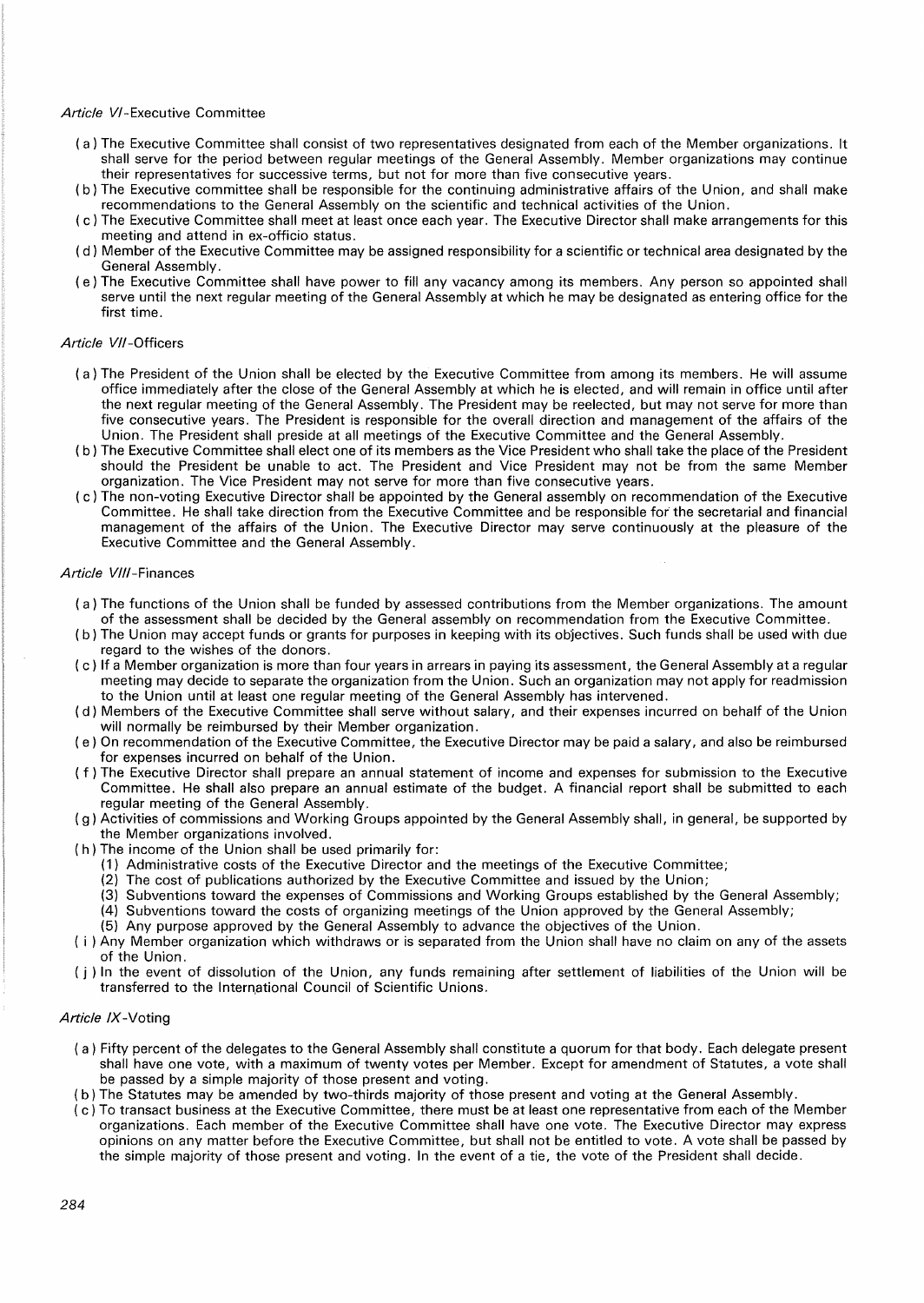*Article VI*-Executive Committee

- ( a ) The Executive Committee shall consist of two representatives designated from each of the Member organizations. It shall serve for the period between regular meetings of the General Assembly. Member organizations may continue their representatives for successive terms, but not for more than five consecutive years.
- ( b ) The Executive committee shall be responsible for the continuing administrative affairs of the Union, and shall make recommendations to the General Assembly on the scientific and technical activities of the Union.
- ( c ) The Executive Committee shall meet at least once each year. The Executive Director shall make arrangements for this meeting and attend in ex-officio status.
- ( d ) Member of the Executive Committee may be assigned responsibility for a scientific or technical area designated by the General Assembly.
- ( e ) The Executive Committee shall have power to fill any vacancy among its members. Any person so appointed shall serve until the next regular meeting of the General Assembly at which he may be designated as entering office for the first time.

*Article VII*-Officers

- ( a ) The President of the Union shall be elected by the Executive Committee from among its members. He will assume office immediately after the close of the General Assembly at which he is elected, and will remain in office until after the next regular meeting of the General Assembly. The President may be reelected, but may not serve for more than five consecutive years. The President is responsible for the overall direction and management of the affairs of the Union. The President shall preside at all meetings of the Executive Committee and the General Assembly.
- ( b ) The Executive Committee shall elect one of its members as the Vice President who shall take the place of the President should the President be unable to act. The President and Vice President may not be from the same Member organization. The Vice President may not serve for more than five consecutive years.
- ( c ) The non-voting Executive Director shall be appointed by the General assembly on recommendation of the Executive Committee. He shall take direction from the Executive Committee and be responsible for the secretarial and financial management of the affairs of the Union. The Executive Director may serve continuously at the pleasure of the Executive Committee and the General Assembly.

*Article VIII*-Finances

- ( a ) The functions of the Union shall be funded by assessed contributions from the Member organizations. The amount of the assessment shall be decided by the General assembly on recommendation from the Executive Committee.
- ( b ) The Union may accept funds or grants for purposes in keeping with its objectives. Such funds shall be used with due regard to the wishes of the donors.
- ( c ) If a Member organization is more than four years in arrears in paying its assessment, the General Assembly at a regular meeting may decide to separate the organization from the Union. Such an organization may not apply for readmission to the Union until at least one regular meeting of the General Assembly has intervened.
- ( d ) Members of the Executive Committee shall serve without salary, and their expenses incurred on behalf of the Union will normally be reimbursed by their Member organization.
- ( e ) On recommendation of the Executive Committee, the Executive Director may be paid a salary, and also be reimbursed for expenses incurred on behalf of the Union.
- ( f ) The Executive Director shall prepare an annual statement of income and expenses for submission to the Executive Committee. He shall also prepare an annual estimate of the budget. A financial report shall be submitted to each regular meeting of the General Assembly.
- ( g ) Activities of commissions and Working Groups appointed by the General Assembly shall, in general, be supported by the Member organizations involved.
- ( h ) The income of the Union shall be used primarily for:
  - (1) Administrative costs of the Executive Director and the meetings of the Executive Committee;
  - (2) The cost of publications authorized by the Executive Committee and issued by the Union;
  - (3) Subventions toward the expenses of Commissions and Working Groups established by the General Assembly;
  - (4) Subventions toward the costs of organizing meetings of the Union approved by the General Assembly;
  - (5) Any purpose approved by the General Assembly to advance the objectives of the Union.
- ( i ) Any Member organization which withdraws or is separated from the Union shall have no claim on any of the assets of the Union.
- ( j ) In the event of dissolution of the Union, any funds remaining after settlement of liabilities of the Union will be transferred to the International Council of Scientific Unions.

*Article IX*-Voting

- ( a ) Fifty percent of the delegates to the General Assembly shall constitute a quorum for that body. Each delegate present shall have one vote, with a maximum of twenty votes per Member. Except for amendment of Statutes, a vote shall be passed by a simple majority of those present and voting.
- ( b ) The Statutes may be amended by two-thirds majority of those present and voting at the General Assembly.
- ( c ) To transact business at the Executive Committee, there must be at least one representative from each of the Member organizations. Each member of the Executive Committee shall have one vote. The Executive Director may express opinions on any matter before the Executive Committee, but shall not be entitled to vote. A vote shall be passed by the simple majority of those present and voting. In the event of a tie, the vote of the President shall decide.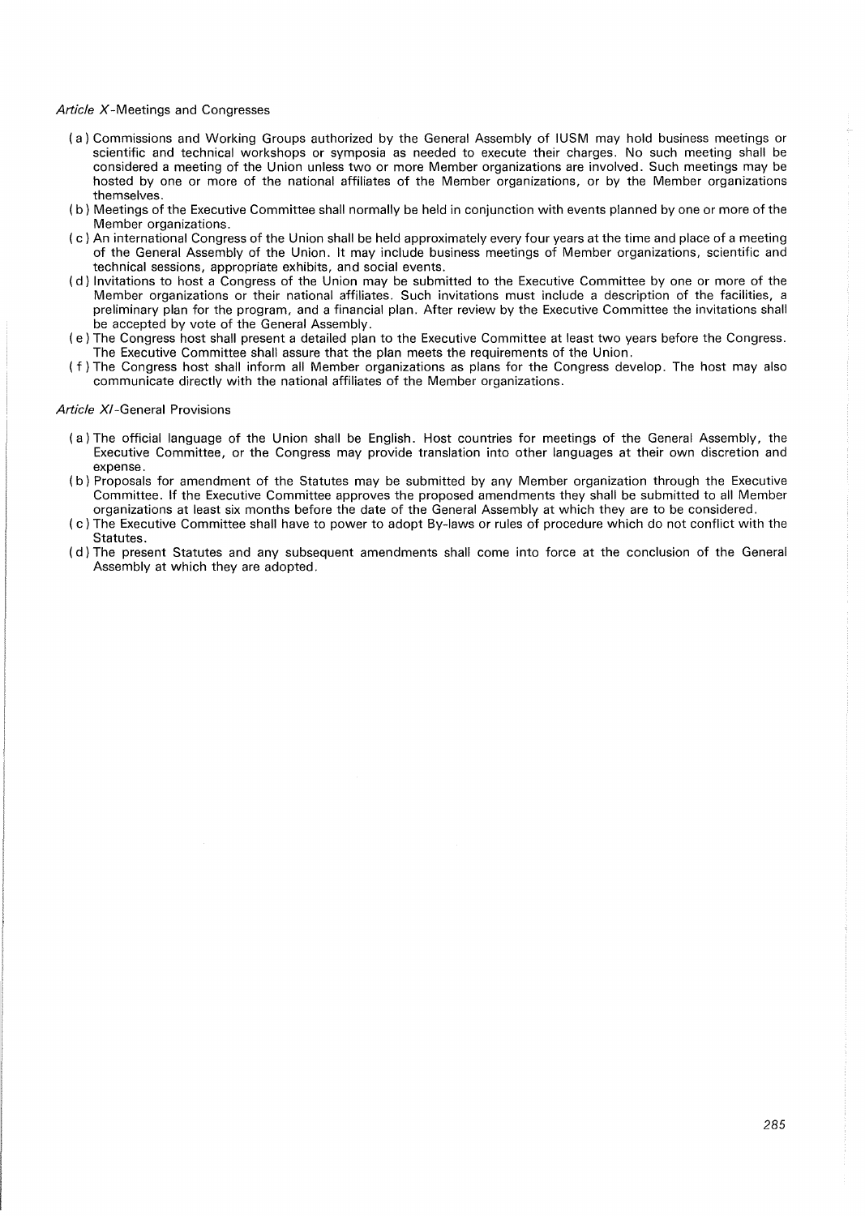*Article X*-Meetings and Congresses

(a) Commissions and Working Groups authorized by the General Assembly of IUSM may hold business meetings or scientific and technical workshops or symposia as needed to execute their charges. No such meeting shall be considered a meeting of the Union unless two or more Member organizations are involved. Such meetings may be hosted by one or more of the national affiliates of the Member organizations, or by the Member organizations themselves.

(b) Meetings of the Executive Committee shall normally be held in conjunction with events planned by one or more of the Member organizations.

(c) An international Congress of the Union shall be held approximately every four years at the time and place of a meeting of the General Assembly of the Union. It may include business meetings of Member organizations, scientific and technical sessions, appropriate exhibits, and social events.

(d) Invitations to host a Congress of the Union may be submitted to the Executive Committee by one or more of the Member organizations or their national affiliates. Such invitations must include a description of the facilities, a preliminary plan for the program, and a financial plan. After review by the Executive Committee the invitations shall be accepted by vote of the General Assembly.

(e) The Congress host shall present a detailed plan to the Executive Committee at least two years before the Congress. The Executive Committee shall assure that the plan meets the requirements of the Union.

(f) The Congress host shall inform all Member organizations as plans for the Congress develop. The host may also communicate directly with the national affiliates of the Member organizations.

*Article XI*-General Provisions

(a) The official language of the Union shall be English. Host countries for meetings of the General Assembly, the Executive Committee, or the Congress may provide translation into other languages at their own discretion and expense.

(b) Proposals for amendment of the Statutes may be submitted by any Member organization through the Executive Committee. If the Executive Committee approves the proposed amendments they shall be submitted to all Member organizations at least six months before the date of the General Assembly at which they are to be considered.

(c) The Executive Committee shall have to power to adopt By-laws or rules of procedure which do not conflict with the Statutes.

(d) The present Statutes and any subsequent amendments shall come into force at the conclusion of the General Assembly at which they are adopted.